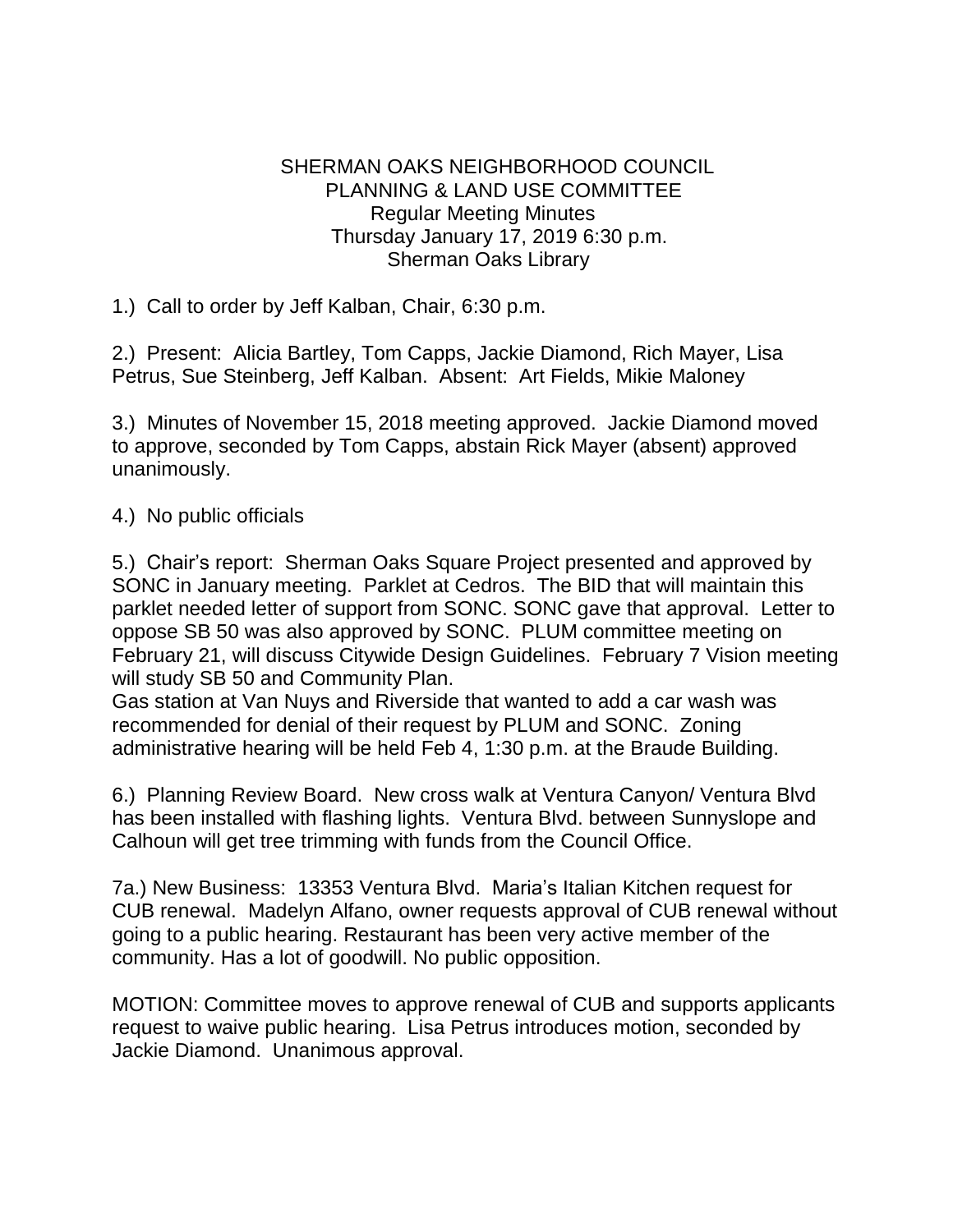# SHERMAN OAKS NEIGHBORHOOD COUNCIL
## PLANNING & LAND USE COMMITTEE
### Regular Meeting Minutes
### Thursday January 17, 2019 6:30 p.m.
### Sherman Oaks Library

1.) Call to order by Jeff Kalban, Chair, 6:30 p.m.

2.) Present: Alicia Bartley, Tom Capps, Jackie Diamond, Rich Mayer, Lisa Petrus, Sue Steinberg, Jeff Kalban. Absent: Art Fields, Mikie Maloney

3.) Minutes of November 15, 2018 meeting approved. Jackie Diamond moved to approve, seconded by Tom Capps, abstain Rick Mayer (absent) approved unanimously.

4.) No public officials

5.) Chair's report: Sherman Oaks Square Project presented and approved by SONC in January meeting. Parklet at Cedros. The BID that will maintain this parklet needed letter of support from SONC. SONC gave that approval. Letter to oppose SB 50 was also approved by SONC. PLUM committee meeting on February 21, will discuss Citywide Design Guidelines. February 7 Vision meeting will study SB 50 and Community Plan.
Gas station at Van Nuys and Riverside that wanted to add a car wash was recommended for denial of their request by PLUM and SONC. Zoning administrative hearing will be held Feb 4, 1:30 p.m. at the Braude Building.

6.) Planning Review Board. New cross walk at Ventura Canyon/ Ventura Blvd has been installed with flashing lights. Ventura Blvd. between Sunnyslope and Calhoun will get tree trimming with funds from the Council Office.

7a.) New Business: 13353 Ventura Blvd. Maria's Italian Kitchen request for CUB renewal. Madelyn Alfano, owner requests approval of CUB renewal without going to a public hearing. Restaurant has been very active member of the community. Has a lot of goodwill. No public opposition.

MOTION: Committee moves to approve renewal of CUB and supports applicants request to waive public hearing. Lisa Petrus introduces motion, seconded by Jackie Diamond. Unanimous approval.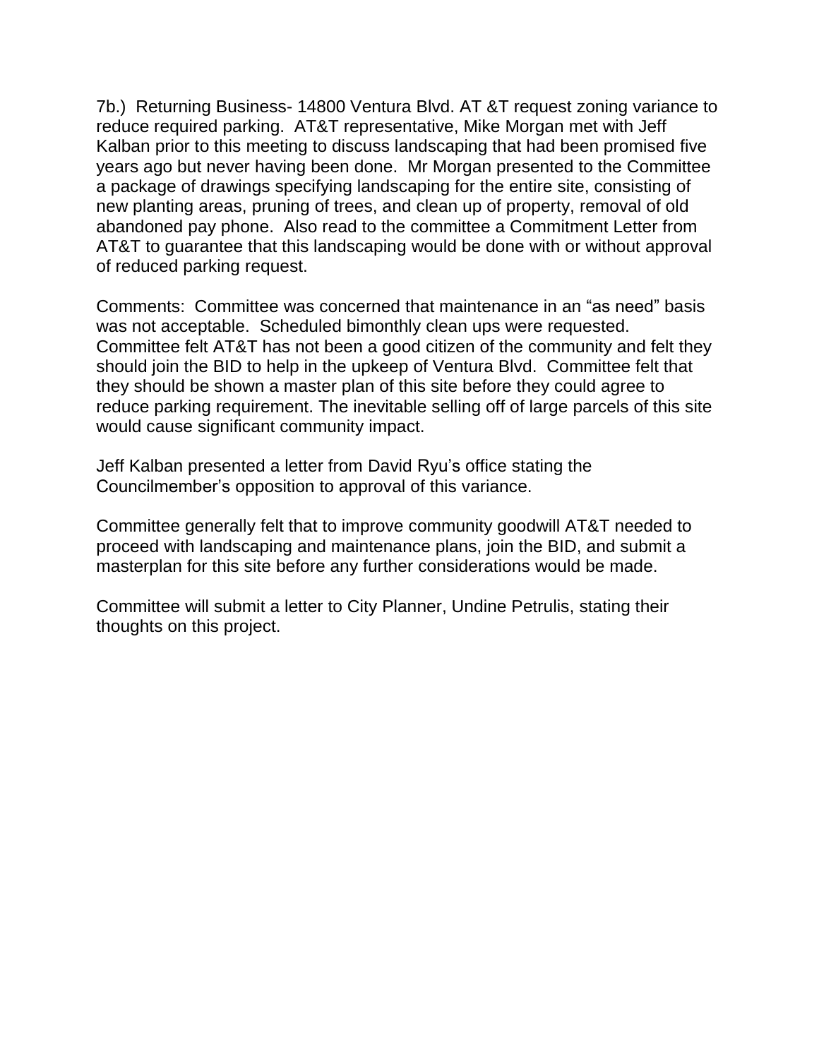7b.) Returning Business- 14800 Ventura Blvd. AT &T request zoning variance to reduce required parking. AT&T representative, Mike Morgan met with Jeff Kalban prior to this meeting to discuss landscaping that had been promised five years ago but never having been done. Mr Morgan presented to the Committee a package of drawings specifying landscaping for the entire site, consisting of new planting areas, pruning of trees, and clean up of property, removal of old abandoned pay phone. Also read to the committee a Commitment Letter from AT&T to guarantee that this landscaping would be done with or without approval of reduced parking request.

Comments: Committee was concerned that maintenance in an "as need" basis was not acceptable. Scheduled bimonthly clean ups were requested. Committee felt AT&T has not been a good citizen of the community and felt they should join the BID to help in the upkeep of Ventura Blvd. Committee felt that they should be shown a master plan of this site before they could agree to reduce parking requirement. The inevitable selling off of large parcels of this site would cause significant community impact.

Jeff Kalban presented a letter from David Ryu's office stating the Councilmember's opposition to approval of this variance.

Committee generally felt that to improve community goodwill AT&T needed to proceed with landscaping and maintenance plans, join the BID, and submit a masterplan for this site before any further considerations would be made.

Committee will submit a letter to City Planner, Undine Petrulis, stating their thoughts on this project.